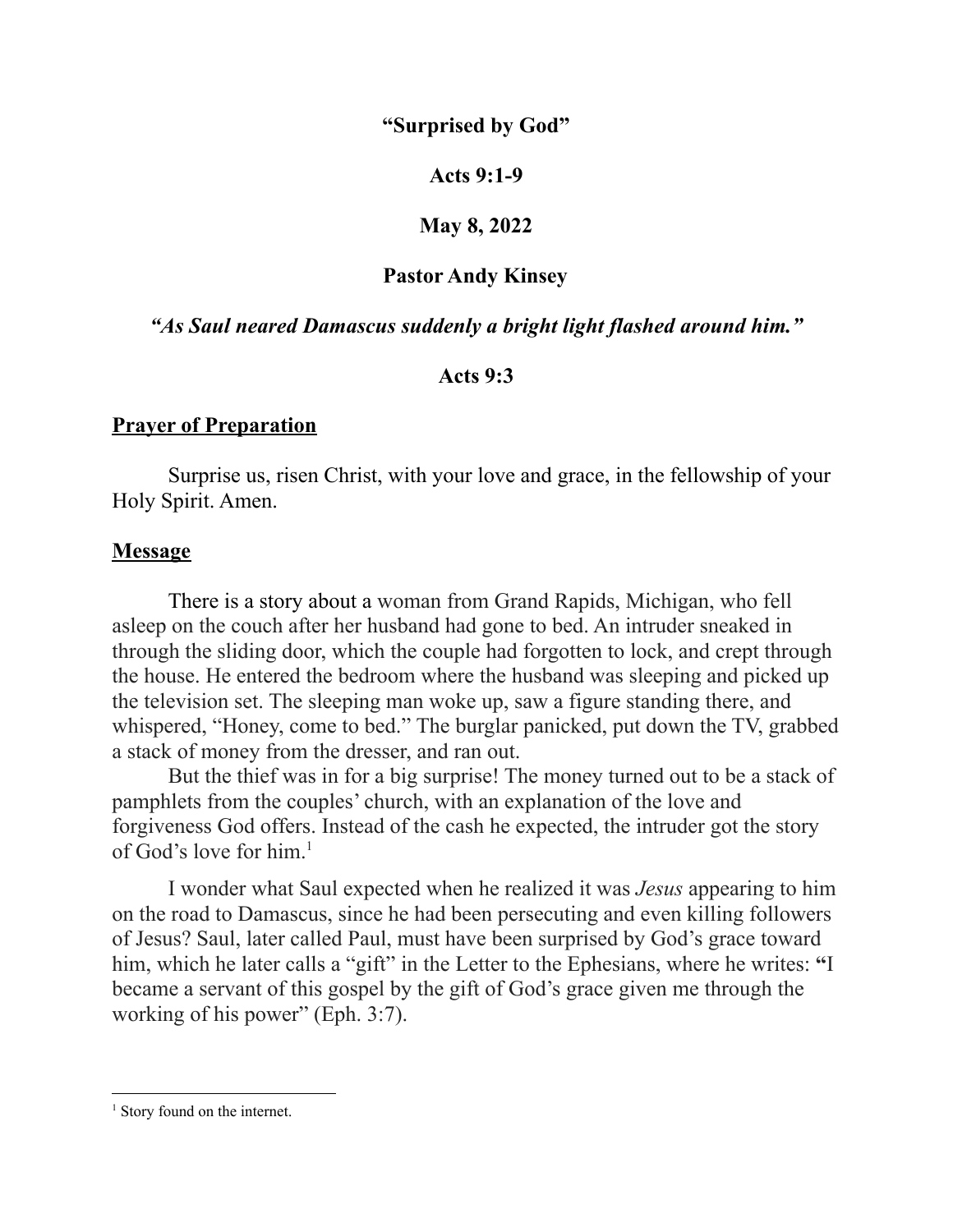**"Surprised by God"**

**Acts 9:1-9**

**May 8, 2022**

**Pastor Andy Kinsey**

***"As Saul neared Damascus suddenly a bright light flashed around him."***

**Acts 9:3**

## Prayer of Preparation

Surprise us, risen Christ, with your love and grace, in the fellowship of your Holy Spirit. Amen.

## Message

There is a story about a woman from Grand Rapids, Michigan, who fell asleep on the couch after her husband had gone to bed. An intruder sneaked in through the sliding door, which the couple had forgotten to lock, and crept through the house. He entered the bedroom where the husband was sleeping and picked up the television set. The sleeping man woke up, saw a figure standing there, and whispered, "Honey, come to bed." The burglar panicked, put down the TV, grabbed a stack of money from the dresser, and ran out.

But the thief was in for a big surprise! The money turned out to be a stack of pamphlets from the couples' church, with an explanation of the love and forgiveness God offers. Instead of the cash he expected, the intruder got the story of God's love for him.[1]

I wonder what Saul expected when he realized it was *Jesus* appearing to him on the road to Damascus, since he had been persecuting and even killing followers of Jesus? Saul, later called Paul, must have been surprised by God's grace toward him, which he later calls a "gift" in the Letter to the Ephesians, where he writes: "I became a servant of this gospel by the gift of God's grace given me through the working of his power" (Eph. 3:7).

[1] Story found on the internet.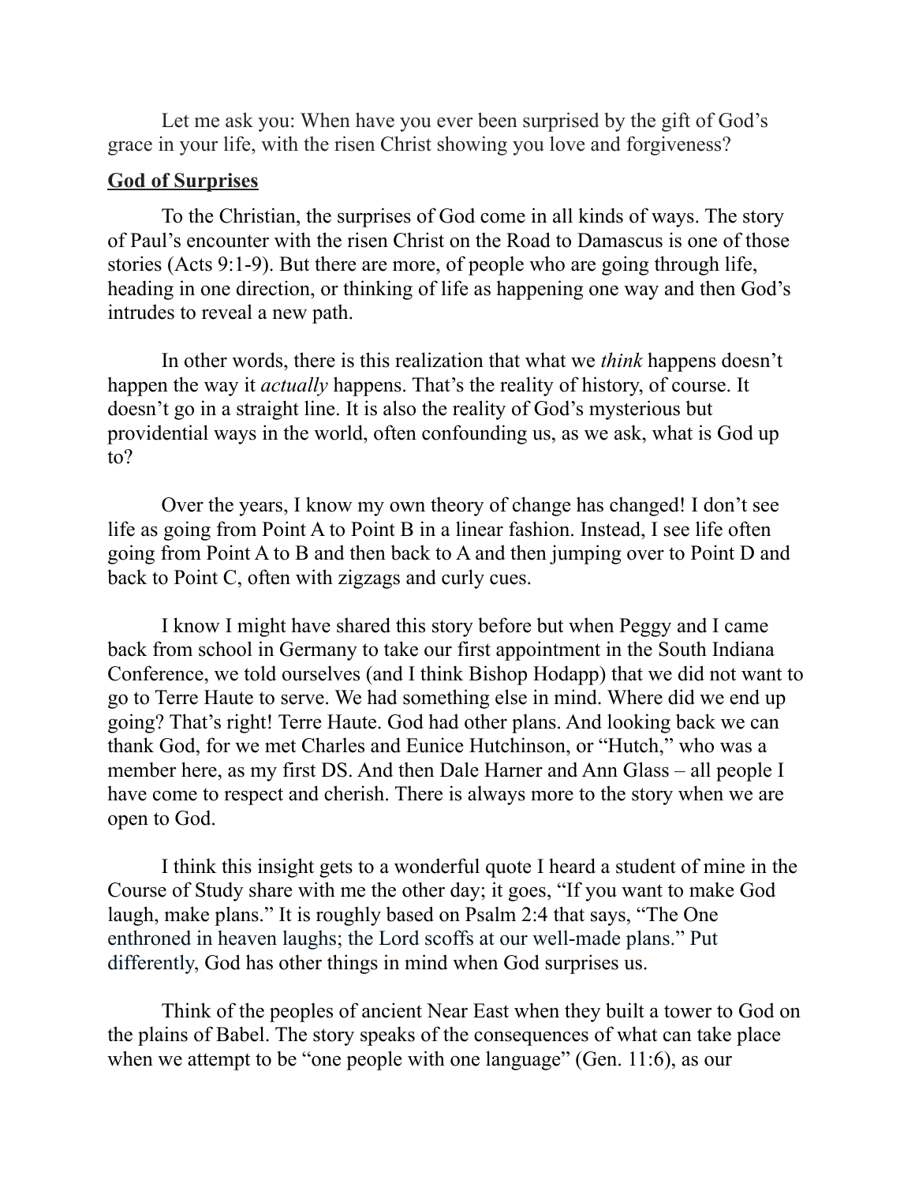Let me ask you: When have you ever been surprised by the gift of God's grace in your life, with the risen Christ showing you love and forgiveness?

**God of Surprises**

To the Christian, the surprises of God come in all kinds of ways. The story of Paul's encounter with the risen Christ on the Road to Damascus is one of those stories (Acts 9:1-9). But there are more, of people who are going through life, heading in one direction, or thinking of life as happening one way and then God's intrudes to reveal a new path.

In other words, there is this realization that what we *think* happens doesn't happen the way it *actually* happens. That's the reality of history, of course. It doesn't go in a straight line. It is also the reality of God's mysterious but providential ways in the world, often confounding us, as we ask, what is God up to?

Over the years, I know my own theory of change has changed! I don't see life as going from Point A to Point B in a linear fashion. Instead, I see life often going from Point A to B and then back to A and then jumping over to Point D and back to Point C, often with zigzags and curly cues.

I know I might have shared this story before but when Peggy and I came back from school in Germany to take our first appointment in the South Indiana Conference, we told ourselves (and I think Bishop Hodapp) that we did not want to go to Terre Haute to serve. We had something else in mind. Where did we end up going? That's right! Terre Haute. God had other plans. And looking back we can thank God, for we met Charles and Eunice Hutchinson, or "Hutch," who was a member here, as my first DS. And then Dale Harner and Ann Glass – all people I have come to respect and cherish. There is always more to the story when we are open to God.

I think this insight gets to a wonderful quote I heard a student of mine in the Course of Study share with me the other day; it goes, "If you want to make God laugh, make plans." It is roughly based on Psalm 2:4 that says, "The One enthroned in heaven laughs; the Lord scoffs at our well-made plans." Put differently, God has other things in mind when God surprises us.

Think of the peoples of ancient Near East when they built a tower to God on the plains of Babel. The story speaks of the consequences of what can take place when we attempt to be "one people with one language" (Gen. 11:6), as our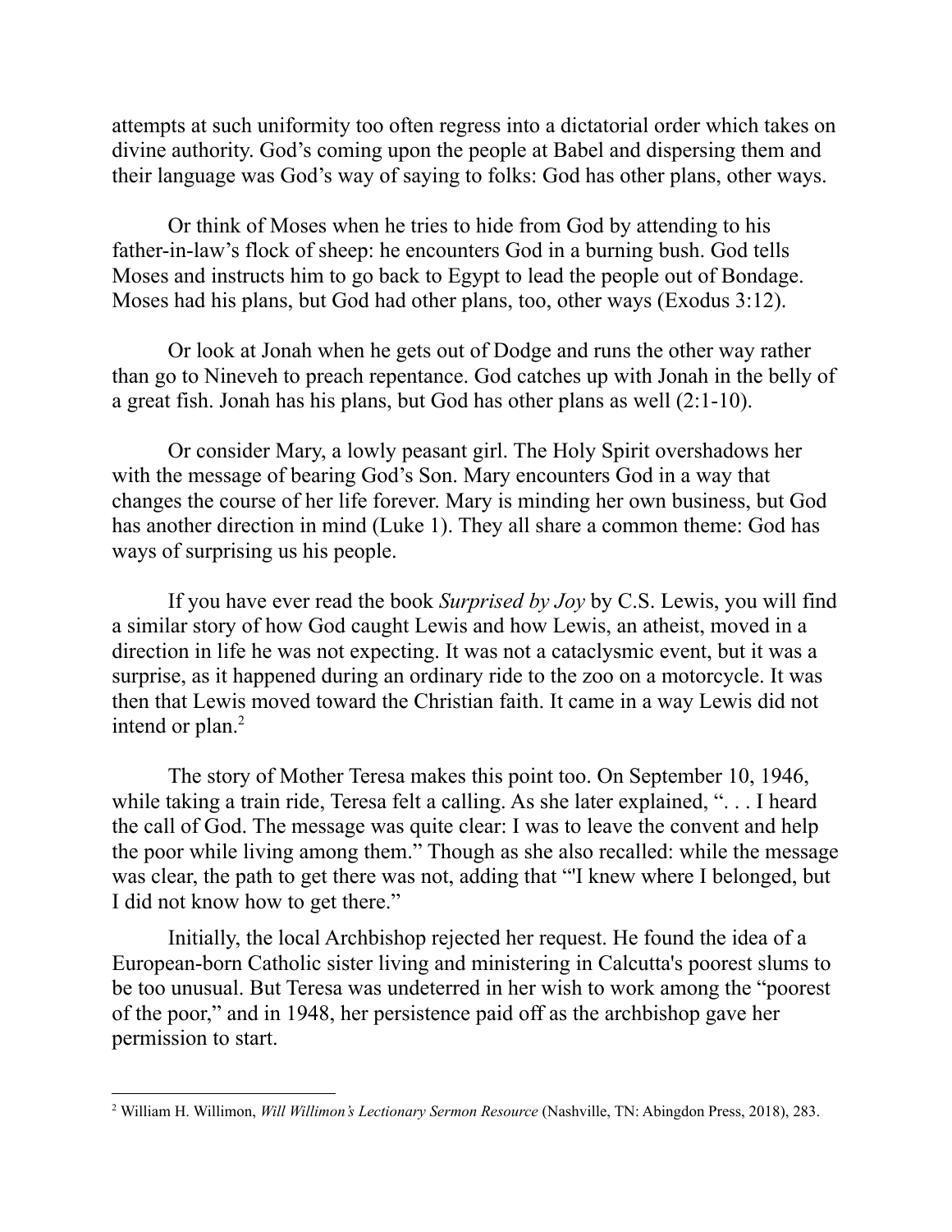attempts at such uniformity too often regress into a dictatorial order which takes on divine authority. God's coming upon the people at Babel and dispersing them and their language was God's way of saying to folks: God has other plans, other ways.

Or think of Moses when he tries to hide from God by attending to his father-in-law's flock of sheep: he encounters God in a burning bush. God tells Moses and instructs him to go back to Egypt to lead the people out of Bondage. Moses had his plans, but God had other plans, too, other ways (Exodus 3:12).

Or look at Jonah when he gets out of Dodge and runs the other way rather than go to Nineveh to preach repentance. God catches up with Jonah in the belly of a great fish. Jonah has his plans, but God has other plans as well (2:1-10).

Or consider Mary, a lowly peasant girl. The Holy Spirit overshadows her with the message of bearing God's Son. Mary encounters God in a way that changes the course of her life forever. Mary is minding her own business, but God has another direction in mind (Luke 1). They all share a common theme: God has ways of surprising us his people.

If you have ever read the book *Surprised by Joy* by C.S. Lewis, you will find a similar story of how God caught Lewis and how Lewis, an atheist, moved in a direction in life he was not expecting. It was not a cataclysmic event, but it was a surprise, as it happened during an ordinary ride to the zoo on a motorcycle. It was then that Lewis moved toward the Christian faith. It came in a way Lewis did not intend or plan.[2]

The story of Mother Teresa makes this point too. On September 10, 1946, while taking a train ride, Teresa felt a calling. As she later explained, ". . . I heard the call of God. The message was quite clear: I was to leave the convent and help the poor while living among them." Though as she also recalled: while the message was clear, the path to get there was not, adding that "'I knew where I belonged, but I did not know how to get there."

Initially, the local Archbishop rejected her request. He found the idea of a European-born Catholic sister living and ministering in Calcutta's poorest slums to be too unusual. But Teresa was undeterred in her wish to work among the "poorest of the poor," and in 1948, her persistence paid off as the archbishop gave her permission to start.

---

[2] William H. Willimon, *Will Willimon's Lectionary Sermon Resource* (Nashville, TN: Abingdon Press, 2018), 283.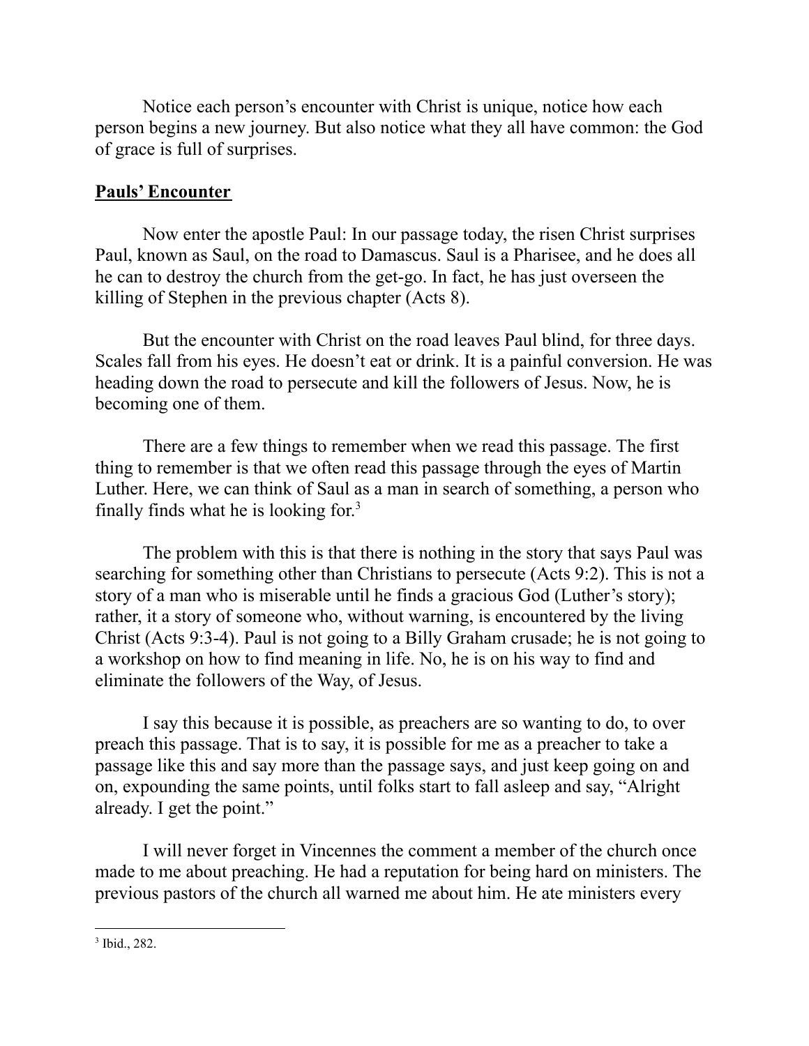Notice each person's encounter with Christ is unique, notice how each person begins a new journey. But also notice what they all have common: the God of grace is full of surprises.

**<u>Pauls' Encounter</u>**

Now enter the apostle Paul: In our passage today, the risen Christ surprises Paul, known as Saul, on the road to Damascus. Saul is a Pharisee, and he does all he can to destroy the church from the get-go. In fact, he has just overseen the killing of Stephen in the previous chapter (Acts 8).

But the encounter with Christ on the road leaves Paul blind, for three days. Scales fall from his eyes. He doesn't eat or drink. It is a painful conversion. He was heading down the road to persecute and kill the followers of Jesus. Now, he is becoming one of them.

There are a few things to remember when we read this passage. The first thing to remember is that we often read this passage through the eyes of Martin Luther. Here, we can think of Saul as a man in search of something, a person who finally finds what he is looking for.[3]

The problem with this is that there is nothing in the story that says Paul was searching for something other than Christians to persecute (Acts 9:2). This is not a story of a man who is miserable until he finds a gracious God (Luther's story); rather, it a story of someone who, without warning, is encountered by the living Christ (Acts 9:3-4). Paul is not going to a Billy Graham crusade; he is not going to a workshop on how to find meaning in life. No, he is on his way to find and eliminate the followers of the Way, of Jesus.

I say this because it is possible, as preachers are so wanting to do, to over preach this passage. That is to say, it is possible for me as a preacher to take a passage like this and say more than the passage says, and just keep going on and on, expounding the same points, until folks start to fall asleep and say, "Alright already. I get the point."

I will never forget in Vincennes the comment a member of the church once made to me about preaching. He had a reputation for being hard on ministers. The previous pastors of the church all warned me about him. He ate ministers every

---

[3] Ibid., 282.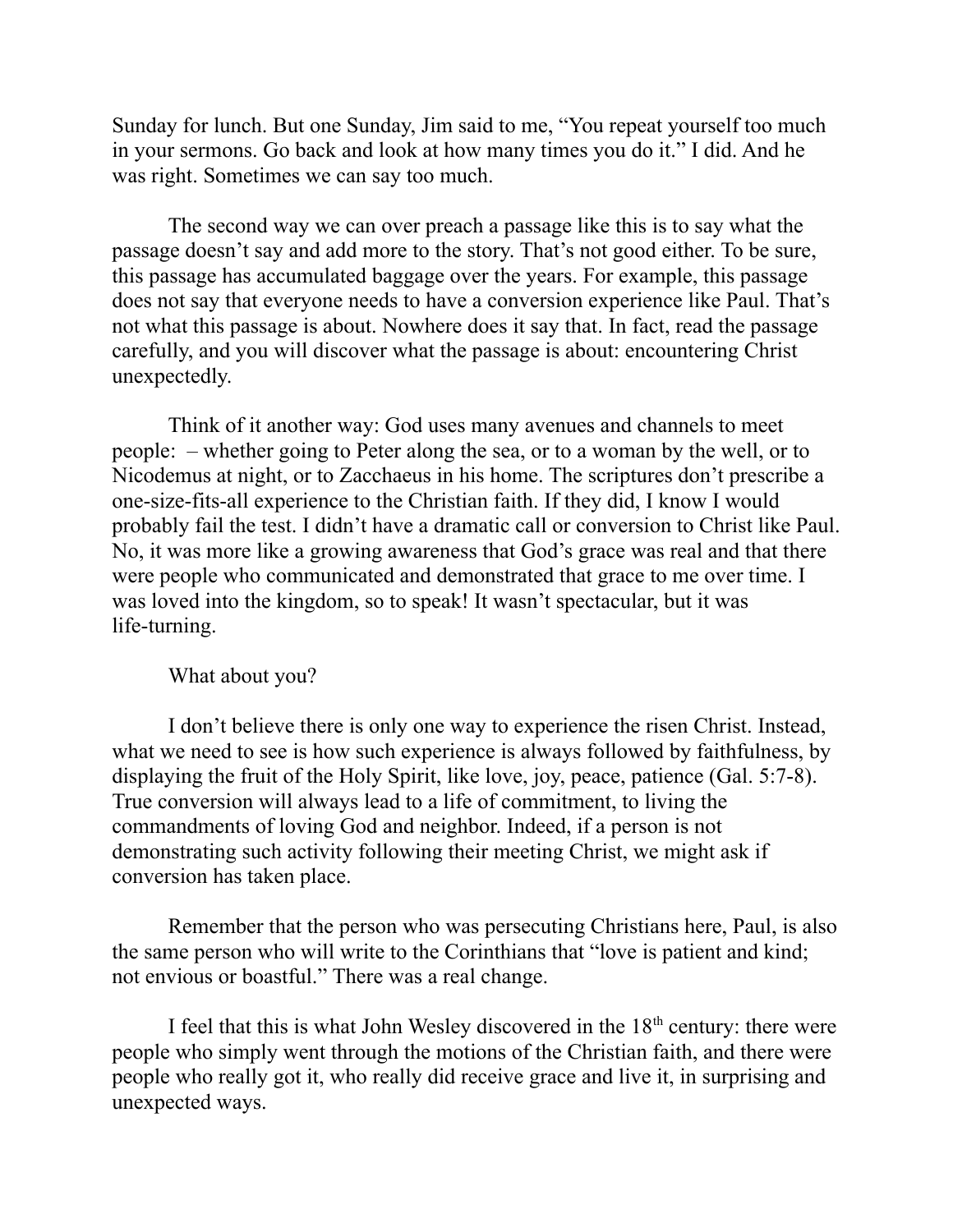Sunday for lunch. But one Sunday, Jim said to me, "You repeat yourself too much in your sermons. Go back and look at how many times you do it." I did. And he was right. Sometimes we can say too much.

The second way we can over preach a passage like this is to say what the passage doesn't say and add more to the story. That's not good either. To be sure, this passage has accumulated baggage over the years. For example, this passage does not say that everyone needs to have a conversion experience like Paul. That's not what this passage is about. Nowhere does it say that. In fact, read the passage carefully, and you will discover what the passage is about: encountering Christ unexpectedly.

Think of it another way: God uses many avenues and channels to meet people: – whether going to Peter along the sea, or to a woman by the well, or to Nicodemus at night, or to Zacchaeus in his home. The scriptures don't prescribe a one-size-fits-all experience to the Christian faith. If they did, I know I would probably fail the test. I didn't have a dramatic call or conversion to Christ like Paul. No, it was more like a growing awareness that God's grace was real and that there were people who communicated and demonstrated that grace to me over time. I was loved into the kingdom, so to speak! It wasn't spectacular, but it was life-turning.

What about you?

I don't believe there is only one way to experience the risen Christ. Instead, what we need to see is how such experience is always followed by faithfulness, by displaying the fruit of the Holy Spirit, like love, joy, peace, patience (Gal. 5:7-8). True conversion will always lead to a life of commitment, to living the commandments of loving God and neighbor. Indeed, if a person is not demonstrating such activity following their meeting Christ, we might ask if conversion has taken place.

Remember that the person who was persecuting Christians here, Paul, is also the same person who will write to the Corinthians that "love is patient and kind; not envious or boastful." There was a real change.

I feel that this is what John Wesley discovered in the 18th century: there were people who simply went through the motions of the Christian faith, and there were people who really got it, who really did receive grace and live it, in surprising and unexpected ways.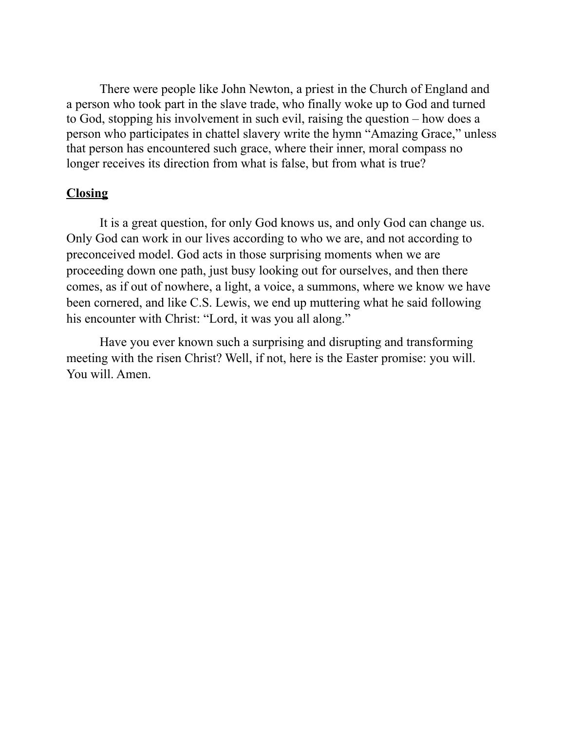There were people like John Newton, a priest in the Church of England and a person who took part in the slave trade, who finally woke up to God and turned to God, stopping his involvement in such evil, raising the question – how does a person who participates in chattel slavery write the hymn "Amazing Grace," unless that person has encountered such grace, where their inner, moral compass no longer receives its direction from what is false, but from what is true?

## Closing

It is a great question, for only God knows us, and only God can change us. Only God can work in our lives according to who we are, and not according to preconceived model. God acts in those surprising moments when we are proceeding down one path, just busy looking out for ourselves, and then there comes, as if out of nowhere, a light, a voice, a summons, where we know we have been cornered, and like C.S. Lewis, we end up muttering what he said following his encounter with Christ: "Lord, it was you all along."

Have you ever known such a surprising and disrupting and transforming meeting with the risen Christ? Well, if not, here is the Easter promise: you will. You will. Amen.